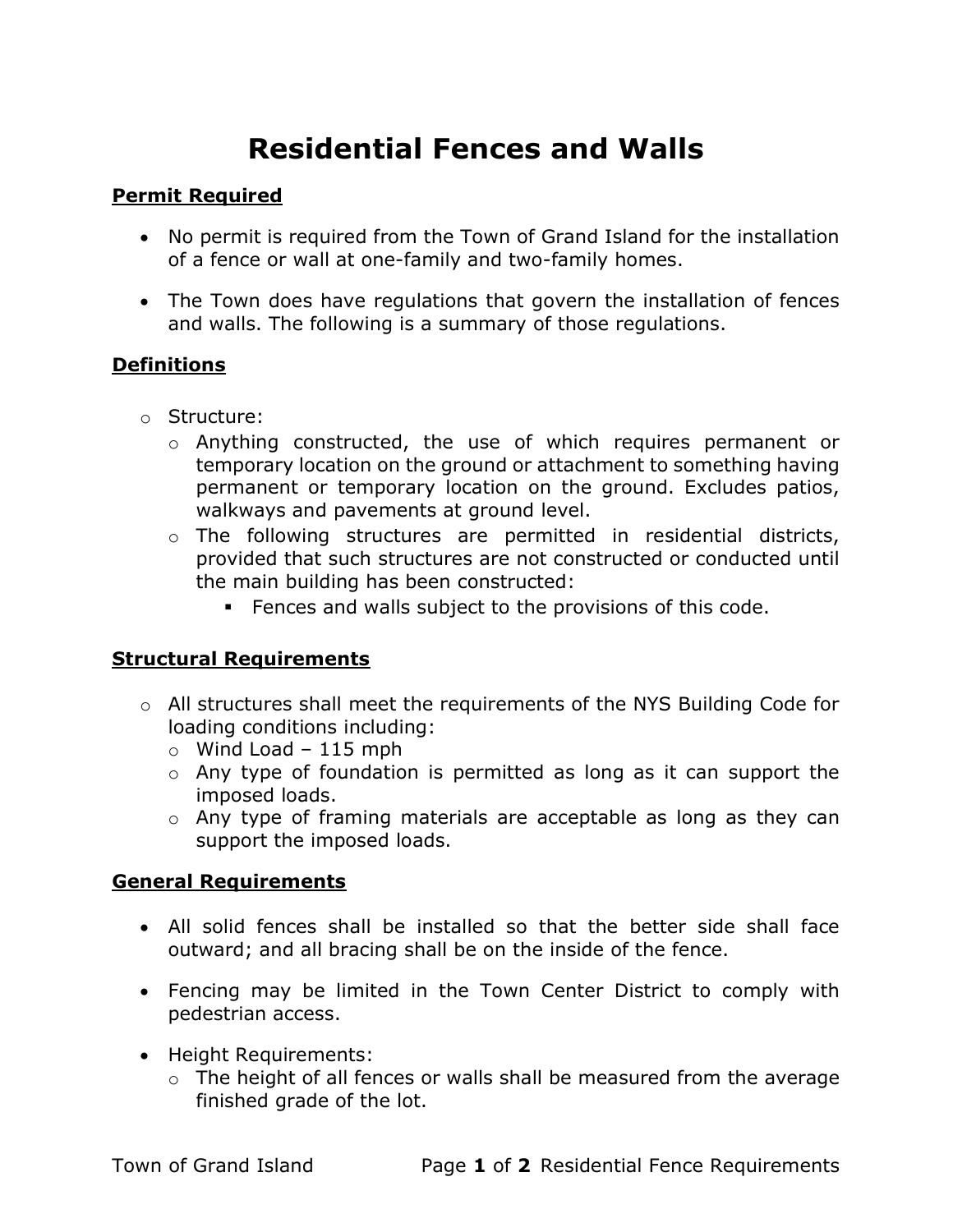# Residential Fences and Walls

## Permit Required

- No permit is required from the Town of Grand Island for the installation of a fence or wall at one-family and two-family homes.

- The Town does have regulations that govern the installation of fences and walls. The following is a summary of those regulations.

## Definitions

- Structure:
  - Anything constructed, the use of which requires permanent or temporary location on the ground or attachment to something having permanent or temporary location on the ground. Excludes patios, walkways and pavements at ground level.
  - The following structures are permitted in residential districts, provided that such structures are not constructed or conducted until the main building has been constructed:
    - Fences and walls subject to the provisions of this code.

## Structural Requirements

- All structures shall meet the requirements of the NYS Building Code for loading conditions including:
  - Wind Load – 115 mph
  - Any type of foundation is permitted as long as it can support the imposed loads.
  - Any type of framing materials are acceptable as long as they can support the imposed loads.

## General Requirements

- All solid fences shall be installed so that the better side shall face outward; and all bracing shall be on the inside of the fence.

- Fencing may be limited in the Town Center District to comply with pedestrian access.

- Height Requirements:
  - The height of all fences or walls shall be measured from the average finished grade of the lot.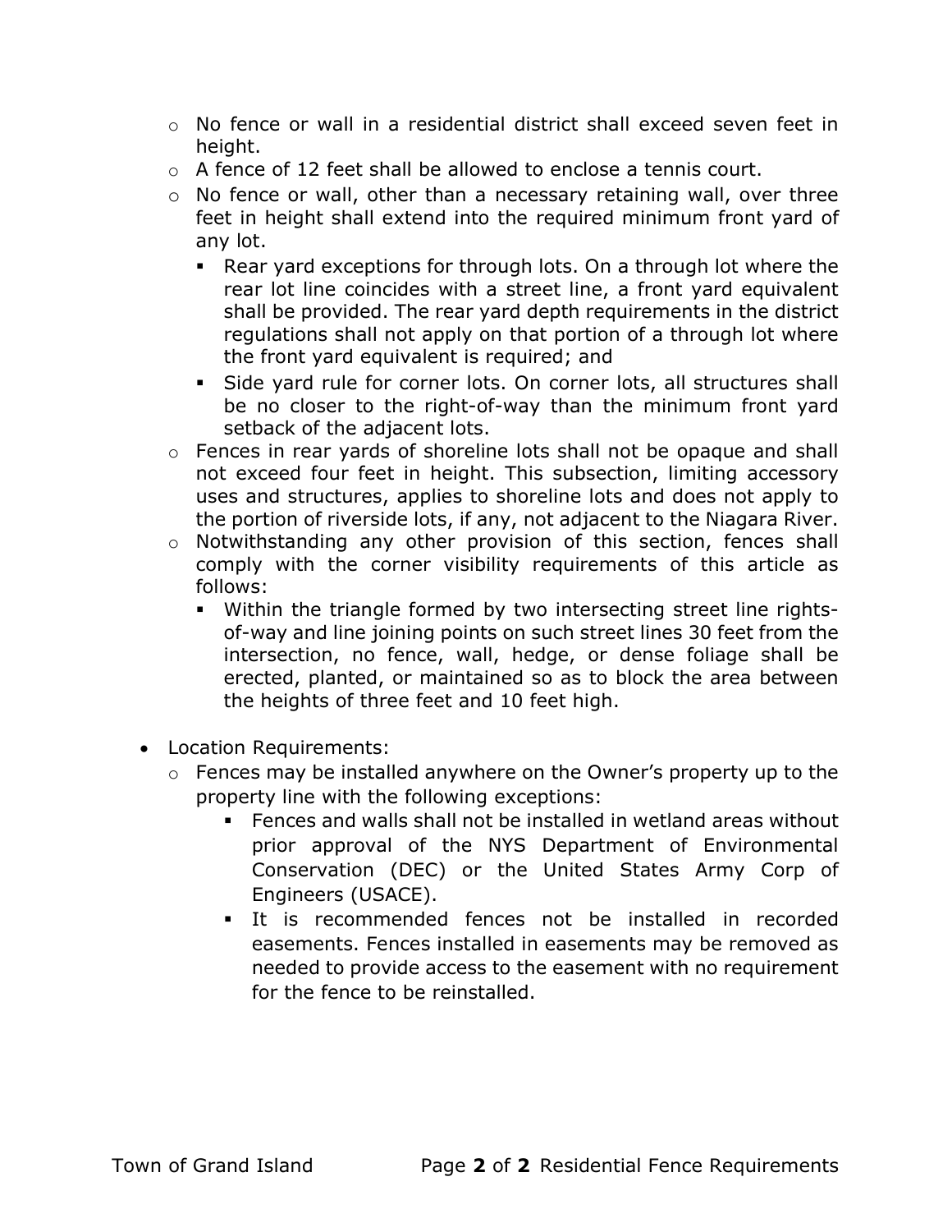- No fence or wall in a residential district shall exceed seven feet in height.
  - A fence of 12 feet shall be allowed to enclose a tennis court.
  - No fence or wall, other than a necessary retaining wall, over three feet in height shall extend into the required minimum front yard of any lot.
    - Rear yard exceptions for through lots. On a through lot where the rear lot line coincides with a street line, a front yard equivalent shall be provided. The rear yard depth requirements in the district regulations shall not apply on that portion of a through lot where the front yard equivalent is required; and
    - Side yard rule for corner lots. On corner lots, all structures shall be no closer to the right-of-way than the minimum front yard setback of the adjacent lots.
  - Fences in rear yards of shoreline lots shall not be opaque and shall not exceed four feet in height. This subsection, limiting accessory uses and structures, applies to shoreline lots and does not apply to the portion of riverside lots, if any, not adjacent to the Niagara River.
  - Notwithstanding any other provision of this section, fences shall comply with the corner visibility requirements of this article as follows:
    - Within the triangle formed by two intersecting street line rights-of-way and line joining points on such street lines 30 feet from the intersection, no fence, wall, hedge, or dense foliage shall be erected, planted, or maintained so as to block the area between the heights of three feet and 10 feet high.

- Location Requirements:
  - Fences may be installed anywhere on the Owner's property up to the property line with the following exceptions:
    - Fences and walls shall not be installed in wetland areas without prior approval of the NYS Department of Environmental Conservation (DEC) or the United States Army Corp of Engineers (USACE).
    - It is recommended fences not be installed in recorded easements. Fences installed in easements may be removed as needed to provide access to the easement with no requirement for the fence to be reinstalled.